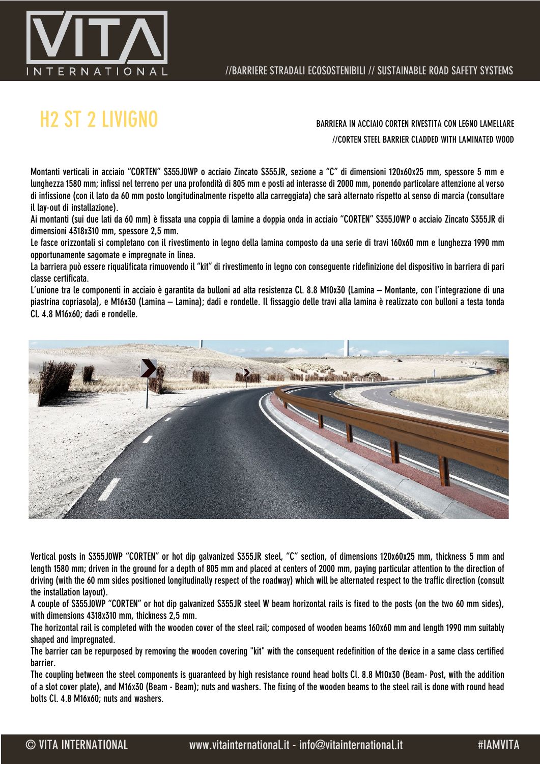# H2 ST 2 LIVIGNO

BARRIERA IN ACCIAIO CORTEN RIVESTITA CON LEGNO LAMELLARE

//CORTEN STEEL BARRIER CLADDED WITH LAMINATED WOOD

Montanti verticali in acciaio "CORTEN" S355J0WP o acciaio Zincato S355JR, sezione a "C" di dimensioni 120x60x25 mm, spessore 5 mm e lunghezza 1580 mm; infissi nel terreno per una profondità di 805 mm e posti ad interasse di 2000 mm, ponendo particolare attenzione al verso di infissione (con il lato da 60 mm posto longitudinalmente rispetto alla carreggiata) che sarà alternato rispetto al senso di marcia (consultare il lay-out di installazione).

Ai montanti (sui due lati da 60 mm) è fissata una coppia di lamine a doppia onda in acciaio "CORTEN" S355J0WP o acciaio Zincato S355JR di dimensioni 4318x310 mm, spessore 2,5 mm.

Le fasce orizzontali si completano con il rivestimento in legno della lamina composto da una serie di travi 160x60 mm e lunghezza 1990 mm opportunamente sagomate e impregnate in linea.

La barriera può essere riqualificata rimuovendo il "kit" di rivestimento in legno con conseguente ridefinizione del dispositivo in barriera di pari classe certificata.

L'unione tra le componenti in acciaio è garantita da bulloni ad alta resistenza Cl. 8.8 M10x30 (Lamina – Montante, con l'integrazione di una piastrina copriasola), e M16x30 (Lamina – Lamina); dadi e rondelle. Il fissaggio delle travi alla lamina è realizzato con bulloni a testa tonda Cl. 4.8 M16x60; dadi e rondelle.

Vertical posts in S355J0WP "CORTEN" or hot dip galvanized S355JR steel, "C" section, of dimensions 120x60x25 mm, thickness 5 mm and length 1580 mm; driven in the ground for a depth of 805 mm and placed at centers of 2000 mm, paying particular attention to the direction of driving (with the 60 mm sides positioned longitudinally respect of the roadway) which will be alternated respect to the traffic direction (consult the installation layout).

A couple of S355J0WP "CORTEN" or hot dip galvanized S355JR steel W beam horizontal rails is fixed to the posts (on the two 60 mm sides), with dimensions 4318x310 mm, thickness 2,5 mm.

The horizontal rail is completed with the wooden cover of the steel rail; composed of wooden beams 160x60 mm and length 1990 mm suitably shaped and impregnated.

The barrier can be repurposed by removing the wooden covering "kit" with the consequent redefinition of the device in a same class certified barrier.

The coupling between the steel components is guaranteed by high resistance round head bolts Cl. 8.8 M10x30 (Beam- Post, with the addition of a slot cover plate), and M16x30 (Beam - Beam); nuts and washers. The fixing of the wooden beams to the steel rail is done with round head bolts Cl. 4.8 M16x60; nuts and washers.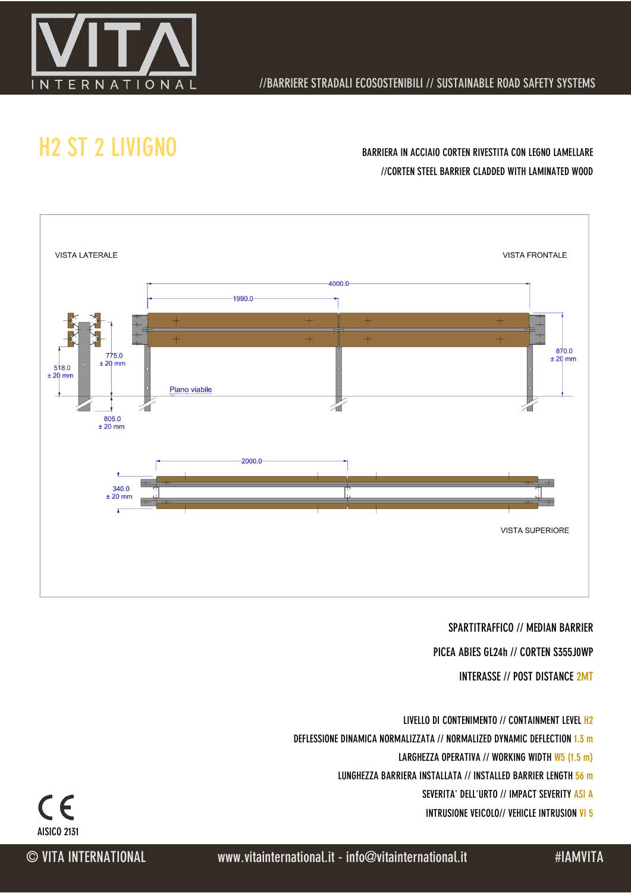# H2 ST 2 LIVIGNO

BARRIERA IN ACCIAIO CORTEN RIVESTITA CON LEGNO LAMELLARE

//CORTEN STEEL BARRIER CLADDED WITH LAMINATED WOOD

VISTA LATERALE

VISTA FRONTALE

4000.0

1990.0

775.0
± 20 mm

518.0
± 20 mm

870.0
± 20 mm

Piano viabile

805.0
± 20 mm

2000.0

340.0
± 20 mm

VISTA SUPERIORE

SPARTITRAFFICO // MEDIAN BARRIER

PICEA ABIES GL24h // CORTEN S355J0WP

INTERASSE // POST DISTANCE 2MT

LIVELLO DI CONTENIMENTO // CONTAINMENT LEVEL H2

DEFLESSIONE DINAMICA NORMALIZZATA // NORMALIZED DYNAMIC DEFLECTION 1.3 m

LARGHEZZA OPERATIVA // WORKING WIDTH W5 (1.5 m)

LUNGHEZZA BARRIERA INSTALLATA // INSTALLED BARRIER LENGTH 56 m

SEVERITA' DELL'URTO // IMPACT SEVERITY ASI A

INTRUSIONE VEICOLO// VEHICLE INTRUSION VI 5

CE

AISICO 2131